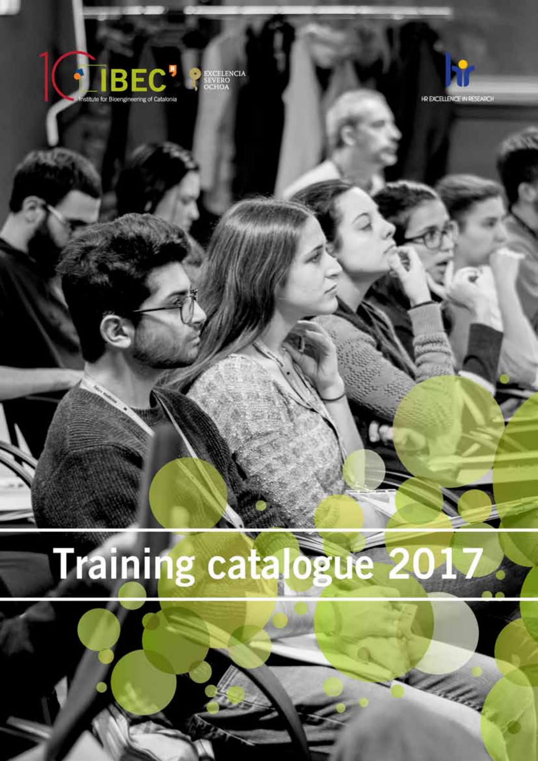IBEC Institute for Bioengineering of Catalonia

EXCELENCIA SEVERO OCHOA

HR EXCELLENCE IN RESEARCH

# Training catalogue 2017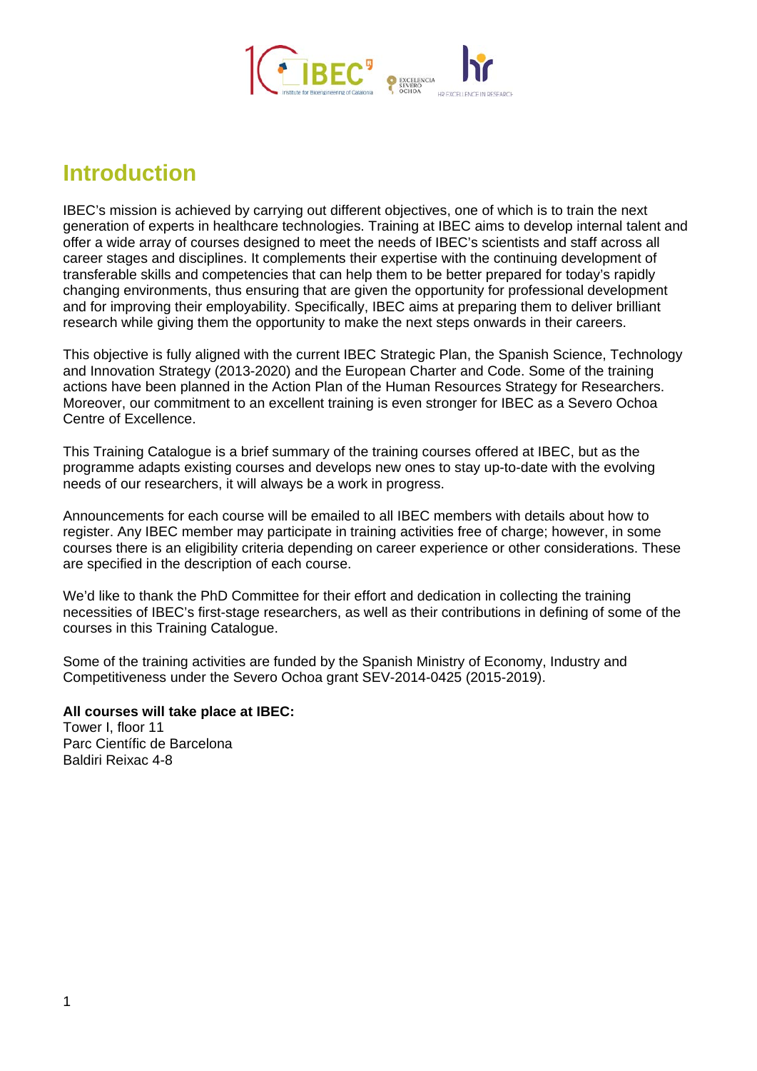# Introduction

IBEC's mission is achieved by carrying out different objectives, one of which is to train the next generation of experts in healthcare technologies. Training at IBEC aims to develop internal talent and offer a wide array of courses designed to meet the needs of IBEC's scientists and staff across all career stages and disciplines. It complements their expertise with the continuing development of transferable skills and competencies that can help them to be better prepared for today's rapidly changing environments, thus ensuring that are given the opportunity for professional development and for improving their employability. Specifically, IBEC aims at preparing them to deliver brilliant research while giving them the opportunity to make the next steps onwards in their careers.

This objective is fully aligned with the current IBEC Strategic Plan, the Spanish Science, Technology and Innovation Strategy (2013-2020) and the European Charter and Code. Some of the training actions have been planned in the Action Plan of the Human Resources Strategy for Researchers. Moreover, our commitment to an excellent training is even stronger for IBEC as a Severo Ochoa Centre of Excellence.

This Training Catalogue is a brief summary of the training courses offered at IBEC, but as the programme adapts existing courses and develops new ones to stay up-to-date with the evolving needs of our researchers, it will always be a work in progress.

Announcements for each course will be emailed to all IBEC members with details about how to register. Any IBEC member may participate in training activities free of charge; however, in some courses there is an eligibility criteria depending on career experience or other considerations. These are specified in the description of each course.

We'd like to thank the PhD Committee for their effort and dedication in collecting the training necessities of IBEC's first-stage researchers, as well as their contributions in defining of some of the courses in this Training Catalogue.

Some of the training activities are funded by the Spanish Ministry of Economy, Industry and Competitiveness under the Severo Ochoa grant SEV-2014-0425 (2015-2019).

**All courses will take place at IBEC:**
Tower I, floor 11
Parc Científic de Barcelona
Baldiri Reixac 4-8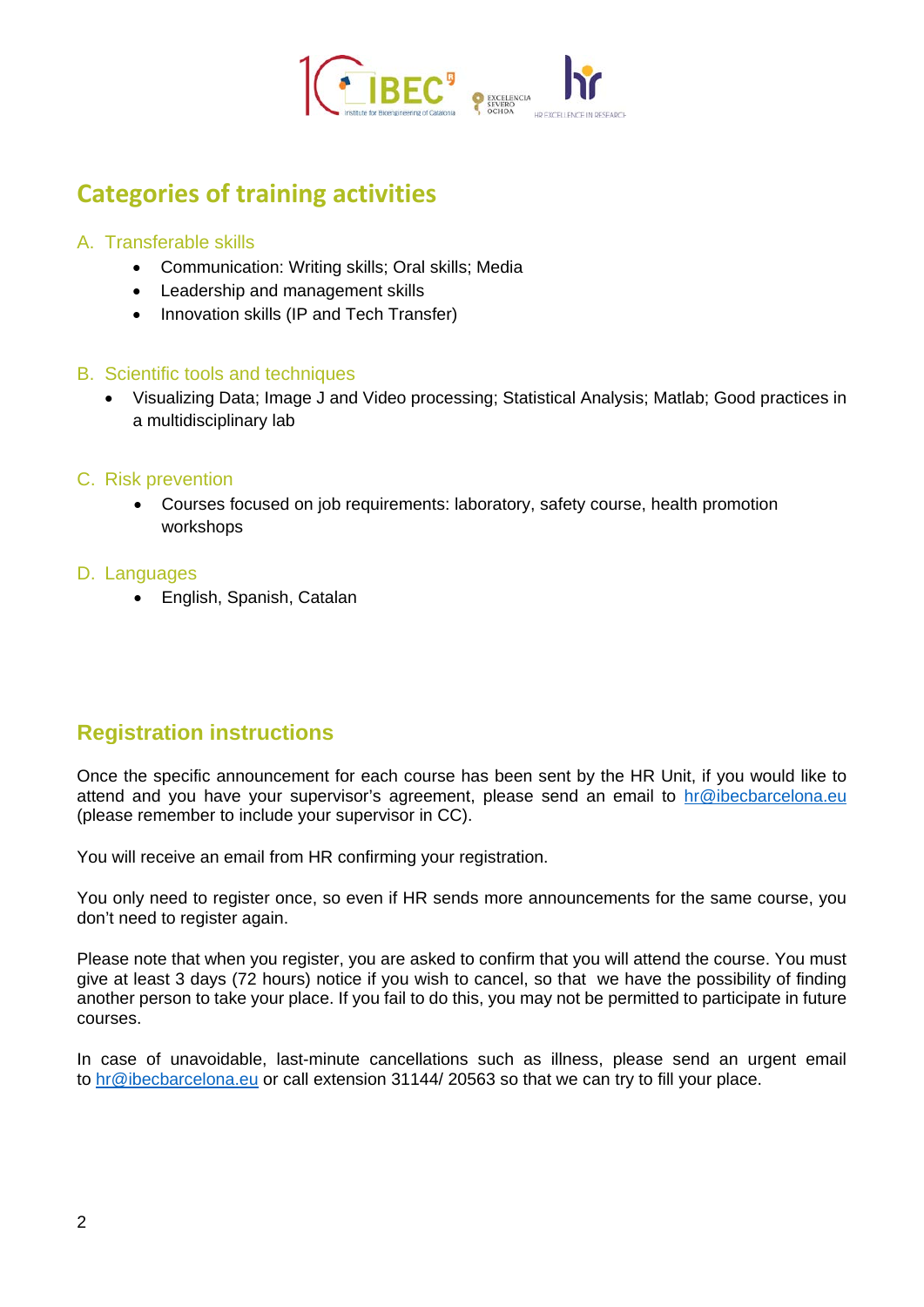## Categories of training activities

### A. Transferable skills

- Communication: Writing skills; Oral skills; Media
- Leadership and management skills
- Innovation skills (IP and Tech Transfer)

### B. Scientific tools and techniques

- Visualizing Data; Image J and Video processing; Statistical Analysis; Matlab; Good practices in a multidisciplinary lab

### C. Risk prevention

- Courses focused on job requirements: laboratory, safety course, health promotion workshops

### D. Languages

- English, Spanish, Catalan

## Registration instructions

Once the specific announcement for each course has been sent by the HR Unit, if you would like to attend and you have your supervisor's agreement, please send an email to hr@ibecbarcelona.eu (please remember to include your supervisor in CC).

You will receive an email from HR confirming your registration.

You only need to register once, so even if HR sends more announcements for the same course, you don't need to register again.

Please note that when you register, you are asked to confirm that you will attend the course. You must give at least 3 days (72 hours) notice if you wish to cancel, so that we have the possibility of finding another person to take your place. If you fail to do this, you may not be permitted to participate in future courses.

In case of unavoidable, last-minute cancellations such as illness, please send an urgent email to hr@ibecbarcelona.eu or call extension 31144/ 20563 so that we can try to fill your place.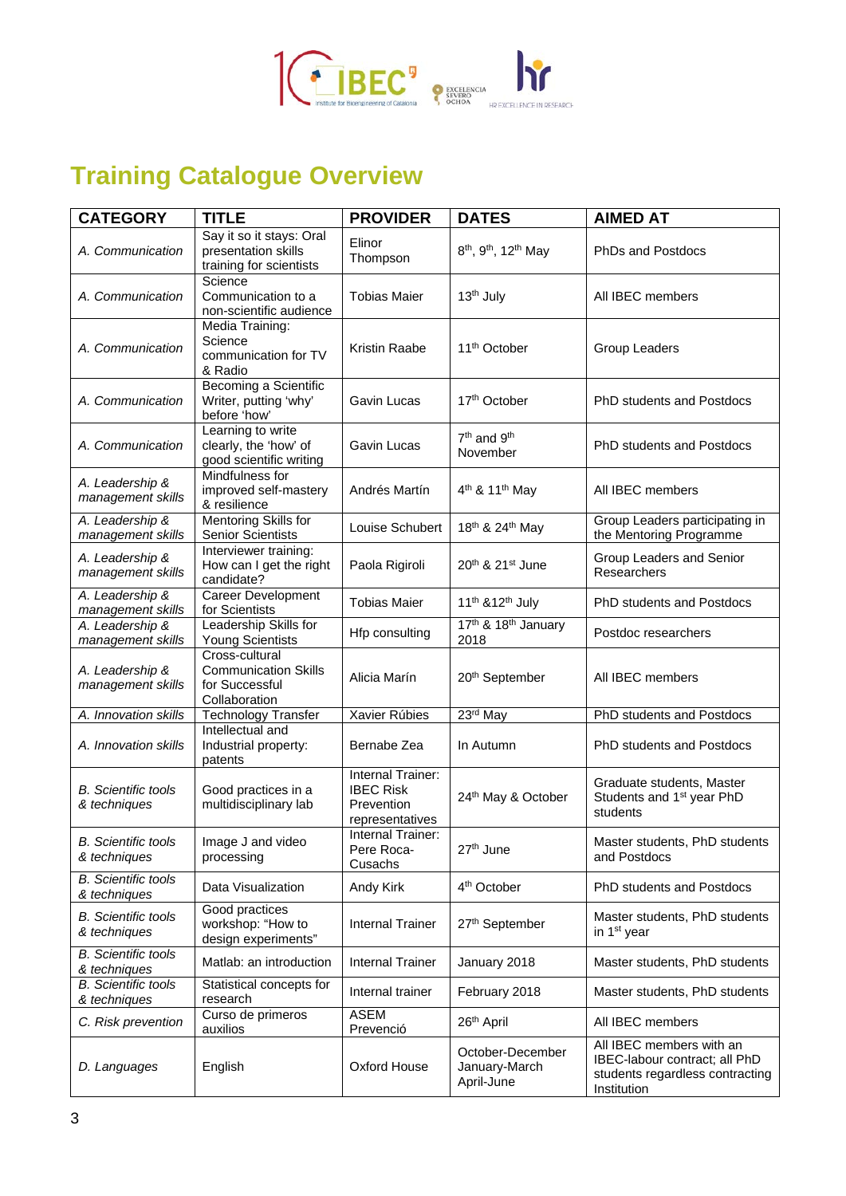# Training Catalogue Overview

| CATEGORY | TITLE | PROVIDER | DATES | AIMED AT |
|---|---|---|---|---|
| *A. Communication* | Say it so it stays: Oral presentation skills training for scientists | Elinor Thompson | 8th, 9th, 12th May | PhDs and Postdocs |
| *A. Communication* | Science Communication to a non-scientific audience | Tobias Maier | 13th July | All IBEC members |
| *A. Communication* | Media Training: Science communication for TV & Radio | Kristin Raabe | 11th October | Group Leaders |
| *A. Communication* | Becoming a Scientific Writer, putting 'why' before 'how' | Gavin Lucas | 17th October | PhD students and Postdocs |
| *A. Communication* | Learning to write clearly, the 'how' of good scientific writing | Gavin Lucas | 7th and 9th November | PhD students and Postdocs |
| *A. Leadership & management skills* | Mindfulness for improved self-mastery & resilience | Andrés Martín | 4th & 11th May | All IBEC members |
| *A. Leadership & management skills* | Mentoring Skills for Senior Scientists | Louise Schubert | 18th & 24th May | Group Leaders participating in the Mentoring Programme |
| *A. Leadership & management skills* | Interviewer training: How can I get the right candidate? | Paola Rigiroli | 20th & 21st June | Group Leaders and Senior Researchers |
| *A. Leadership & management skills* | Career Development for Scientists | Tobias Maier | 11th &12th July | PhD students and Postdocs |
| *A. Leadership & management skills* | Leadership Skills for Young Scientists | Hfp consulting | 17th & 18th January 2018 | Postdoc researchers |
| *A. Leadership & management skills* | Cross-cultural Communication Skills for Successful Collaboration | Alicia Marín | 20th September | All IBEC members |
| *A. Innovation skills* | Technology Transfer | Xavier Rúbies | 23rd May | PhD students and Postdocs |
| *A. Innovation skills* | Intellectual and Industrial property: patents | Bernabe Zea | In Autumn | PhD students and Postdocs |
| *B. Scientific tools & techniques* | Good practices in a multidisciplinary lab | Internal Trainer: IBEC Risk Prevention representatives | 24th May & October | Graduate students, Master Students and 1st year PhD students |
| *B. Scientific tools & techniques* | Image J and video processing | Internal Trainer: Pere Roca-Cusachs | 27th June | Master students, PhD students and Postdocs |
| *B. Scientific tools & techniques* | Data Visualization | Andy Kirk | 4th October | PhD students and Postdocs |
| *B. Scientific tools & techniques* | Good practices workshop: "How to design experiments" | Internal Trainer | 27th September | Master students, PhD students in 1st year |
| *B. Scientific tools & techniques* | Matlab: an introduction | Internal Trainer | January 2018 | Master students, PhD students |
| *B. Scientific tools & techniques* | Statistical concepts for research | Internal trainer | February 2018 | Master students, PhD students |
| *C. Risk prevention* | Curso de primeros auxilios | ASEM Prevenció | 26th April | All IBEC members |
| *D. Languages* | English | Oxford House | October-December January-March April-June | All IBEC members with an IBEC-labour contract; all PhD students regardless contracting Institution |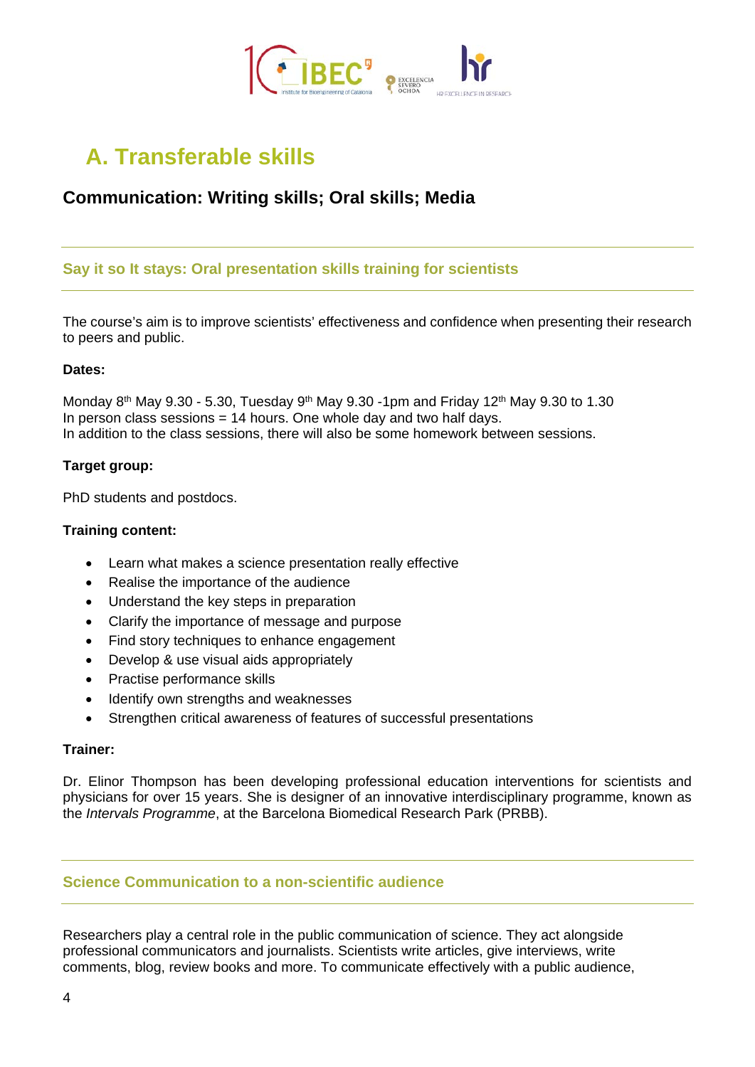# A. Transferable skills

## Communication: Writing skills; Oral skills; Media

### Say it so It stays: Oral presentation skills training for scientists

The course's aim is to improve scientists' effectiveness and confidence when presenting their research to peers and public.

**Dates:**

Monday 8th May 9.30 - 5.30, Tuesday 9th May 9.30 -1pm and Friday 12th May 9.30 to 1.30
In person class sessions = 14 hours. One whole day and two half days.
In addition to the class sessions, there will also be some homework between sessions.

**Target group:**

PhD students and postdocs.

**Training content:**

- Learn what makes a science presentation really effective
- Realise the importance of the audience
- Understand the key steps in preparation
- Clarify the importance of message and purpose
- Find story techniques to enhance engagement
- Develop & use visual aids appropriately
- Practise performance skills
- Identify own strengths and weaknesses
- Strengthen critical awareness of features of successful presentations

**Trainer:**

Dr. Elinor Thompson has been developing professional education interventions for scientists and physicians for over 15 years. She is designer of an innovative interdisciplinary programme, known as the *Intervals Programme*, at the Barcelona Biomedical Research Park (PRBB).

### Science Communication to a non-scientific audience

Researchers play a central role in the public communication of science. They act alongside professional communicators and journalists. Scientists write articles, give interviews, write comments, blog, review books and more. To communicate effectively with a public audience,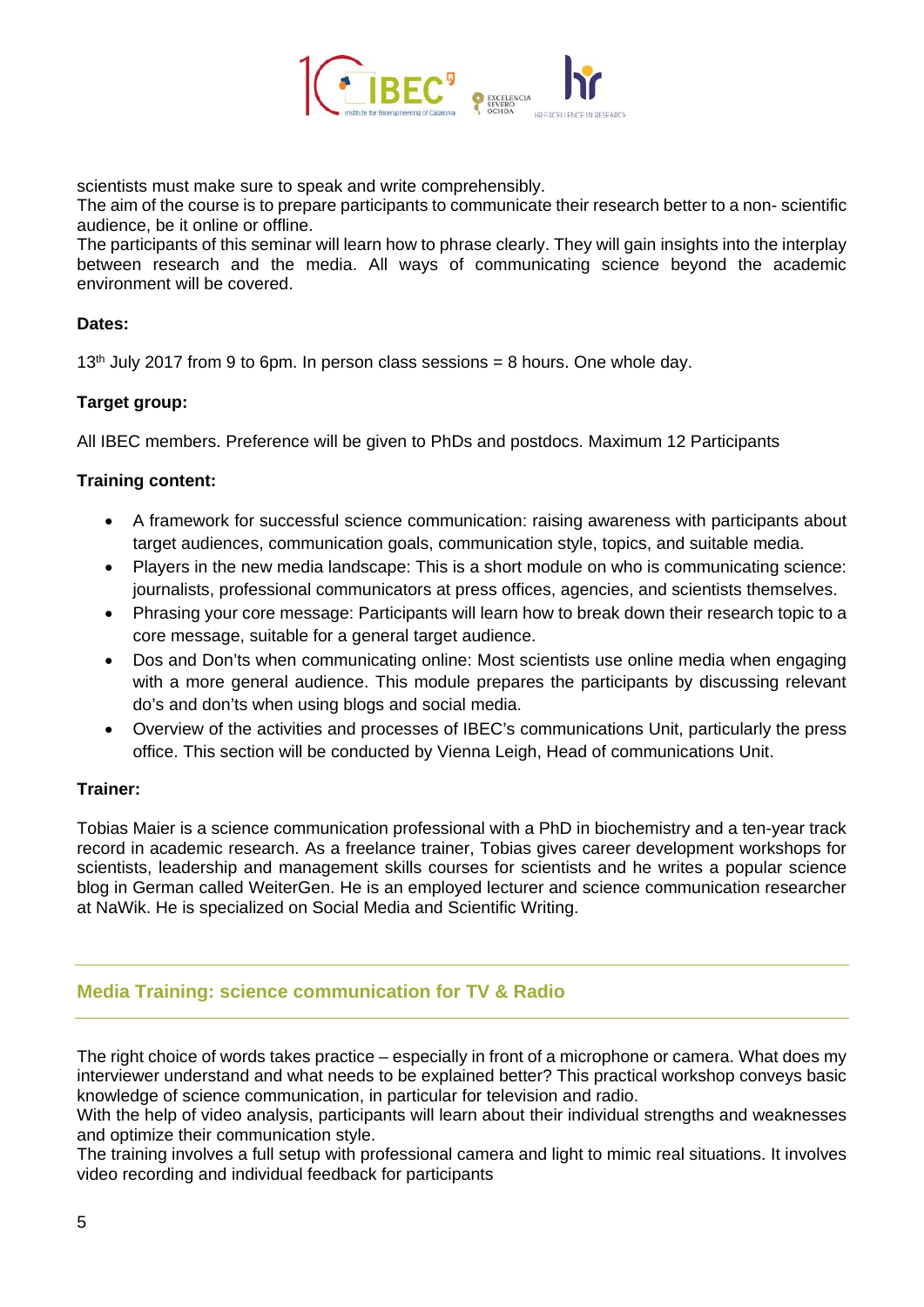scientists must make sure to speak and write comprehensibly.
The aim of the course is to prepare participants to communicate their research better to a non- scientific audience, be it online or offline.
The participants of this seminar will learn how to phrase clearly. They will gain insights into the interplay between research and the media. All ways of communicating science beyond the academic environment will be covered.

**Dates:**

13th July 2017 from 9 to 6pm. In person class sessions = 8 hours. One whole day.

**Target group:**

All IBEC members. Preference will be given to PhDs and postdocs. Maximum 12 Participants

**Training content:**

- A framework for successful science communication: raising awareness with participants about target audiences, communication goals, communication style, topics, and suitable media.
- Players in the new media landscape: This is a short module on who is communicating science: journalists, professional communicators at press offices, agencies, and scientists themselves.
- Phrasing your core message: Participants will learn how to break down their research topic to a core message, suitable for a general target audience.
- Dos and Don'ts when communicating online: Most scientists use online media when engaging with a more general audience. This module prepares the participants by discussing relevant do's and don'ts when using blogs and social media.
- Overview of the activities and processes of IBEC's communications Unit, particularly the press office. This section will be conducted by Vienna Leigh, Head of communications Unit.

**Trainer:**

Tobias Maier is a science communication professional with a PhD in biochemistry and a ten-year track record in academic research. As a freelance trainer, Tobias gives career development workshops for scientists, leadership and management skills courses for scientists and he writes a popular science blog in German called WeiterGen. He is an employed lecturer and science communication researcher at NaWik. He is specialized on Social Media and Scientific Writing.

## Media Training: science communication for TV & Radio

The right choice of words takes practice – especially in front of a microphone or camera. What does my interviewer understand and what needs to be explained better? This practical workshop conveys basic knowledge of science communication, in particular for television and radio.
With the help of video analysis, participants will learn about their individual strengths and weaknesses and optimize their communication style.
The training involves a full setup with professional camera and light to mimic real situations. It involves video recording and individual feedback for participants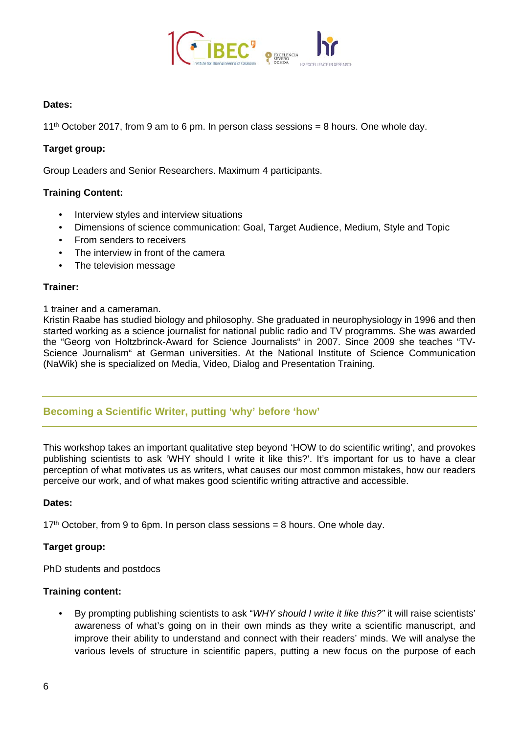**Dates:**

11th October 2017, from 9 am to 6 pm. In person class sessions = 8 hours. One whole day.

**Target group:**

Group Leaders and Senior Researchers. Maximum 4 participants.

**Training Content:**

- Interview styles and interview situations
- Dimensions of science communication: Goal, Target Audience, Medium, Style and Topic
- From senders to receivers
- The interview in front of the camera
- The television message

**Trainer:**

1 trainer and a cameraman.
Kristin Raabe has studied biology and philosophy. She graduated in neurophysiology in 1996 and then started working as a science journalist for national public radio and TV programms. She was awarded the "Georg von Holtzbrinck-Award for Science Journalists" in 2007. Since 2009 she teaches "TV-Science Journalism" at German universities. At the National Institute of Science Communication (NaWik) she is specialized on Media, Video, Dialog and Presentation Training.

## Becoming a Scientific Writer, putting 'why' before 'how'

This workshop takes an important qualitative step beyond 'HOW to do scientific writing', and provokes publishing scientists to ask 'WHY should I write it like this?'. It's important for us to have a clear perception of what motivates us as writers, what causes our most common mistakes, how our readers perceive our work, and of what makes good scientific writing attractive and accessible.

**Dates:**

17th October, from 9 to 6pm. In person class sessions = 8 hours. One whole day.

**Target group:**

PhD students and postdocs

**Training content:**

- By prompting publishing scientists to ask "*WHY should I write it like this?"* it will raise scientists' awareness of what's going on in their own minds as they write a scientific manuscript, and improve their ability to understand and connect with their readers' minds. We will analyse the various levels of structure in scientific papers, putting a new focus on the purpose of each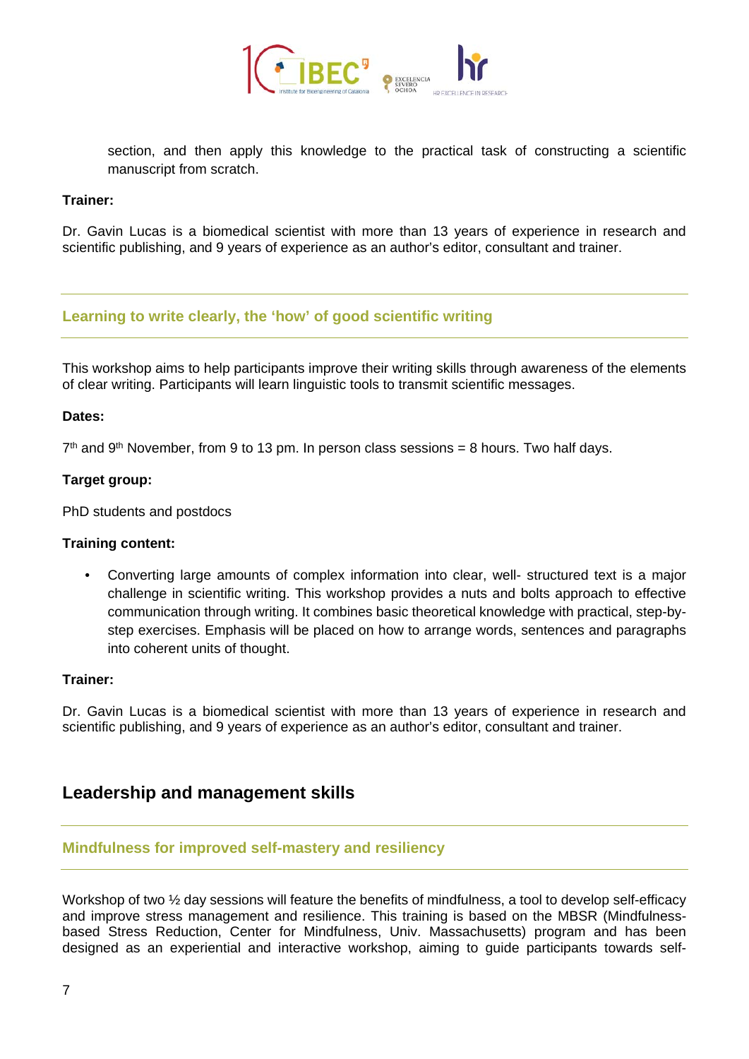section, and then apply this knowledge to the practical task of constructing a scientific manuscript from scratch.

**Trainer:**

Dr. Gavin Lucas is a biomedical scientist with more than 13 years of experience in research and scientific publishing, and 9 years of experience as an author's editor, consultant and trainer.

### Learning to write clearly, the 'how' of good scientific writing

This workshop aims to help participants improve their writing skills through awareness of the elements of clear writing. Participants will learn linguistic tools to transmit scientific messages.

**Dates:**

7th and 9th November, from 9 to 13 pm. In person class sessions = 8 hours. Two half days.

**Target group:**

PhD students and postdocs

**Training content:**

- Converting large amounts of complex information into clear, well- structured text is a major challenge in scientific writing. This workshop provides a nuts and bolts approach to effective communication through writing. It combines basic theoretical knowledge with practical, step-by-step exercises. Emphasis will be placed on how to arrange words, sentences and paragraphs into coherent units of thought.

**Trainer:**

Dr. Gavin Lucas is a biomedical scientist with more than 13 years of experience in research and scientific publishing, and 9 years of experience as an author's editor, consultant and trainer.

## Leadership and management skills

### Mindfulness for improved self-mastery and resiliency

Workshop of two ½ day sessions will feature the benefits of mindfulness, a tool to develop self-efficacy and improve stress management and resilience. This training is based on the MBSR (Mindfulness-based Stress Reduction, Center for Mindfulness, Univ. Massachusetts) program and has been designed as an experiential and interactive workshop, aiming to guide participants towards self-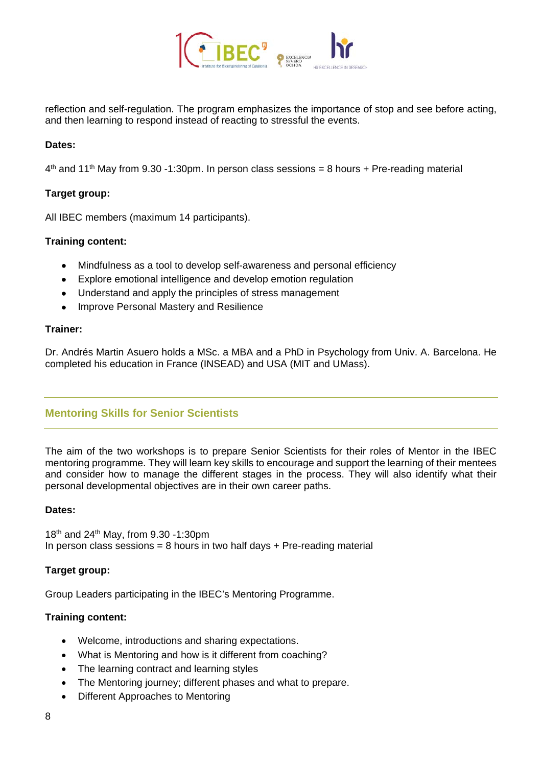reflection and self-regulation. The program emphasizes the importance of stop and see before acting, and then learning to respond instead of reacting to stressful the events.

**Dates:**

4th and 11th May from 9.30 -1:30pm. In person class sessions = 8 hours + Pre-reading material

**Target group:**

All IBEC members (maximum 14 participants).

**Training content:**

- Mindfulness as a tool to develop self-awareness and personal efficiency
- Explore emotional intelligence and develop emotion regulation
- Understand and apply the principles of stress management
- Improve Personal Mastery and Resilience

**Trainer:**

Dr. Andrés Martin Asuero holds a MSc. a MBA and a PhD in Psychology from Univ. A. Barcelona. He completed his education in France (INSEAD) and USA (MIT and UMass).

## Mentoring Skills for Senior Scientists

The aim of the two workshops is to prepare Senior Scientists for their roles of Mentor in the IBEC mentoring programme. They will learn key skills to encourage and support the learning of their mentees and consider how to manage the different stages in the process. They will also identify what their personal developmental objectives are in their own career paths.

**Dates:**

18th and 24th May, from 9.30 -1:30pm
In person class sessions = 8 hours in two half days + Pre-reading material

**Target group:**

Group Leaders participating in the IBEC's Mentoring Programme.

**Training content:**

- Welcome, introductions and sharing expectations.
- What is Mentoring and how is it different from coaching?
- The learning contract and learning styles
- The Mentoring journey; different phases and what to prepare.
- Different Approaches to Mentoring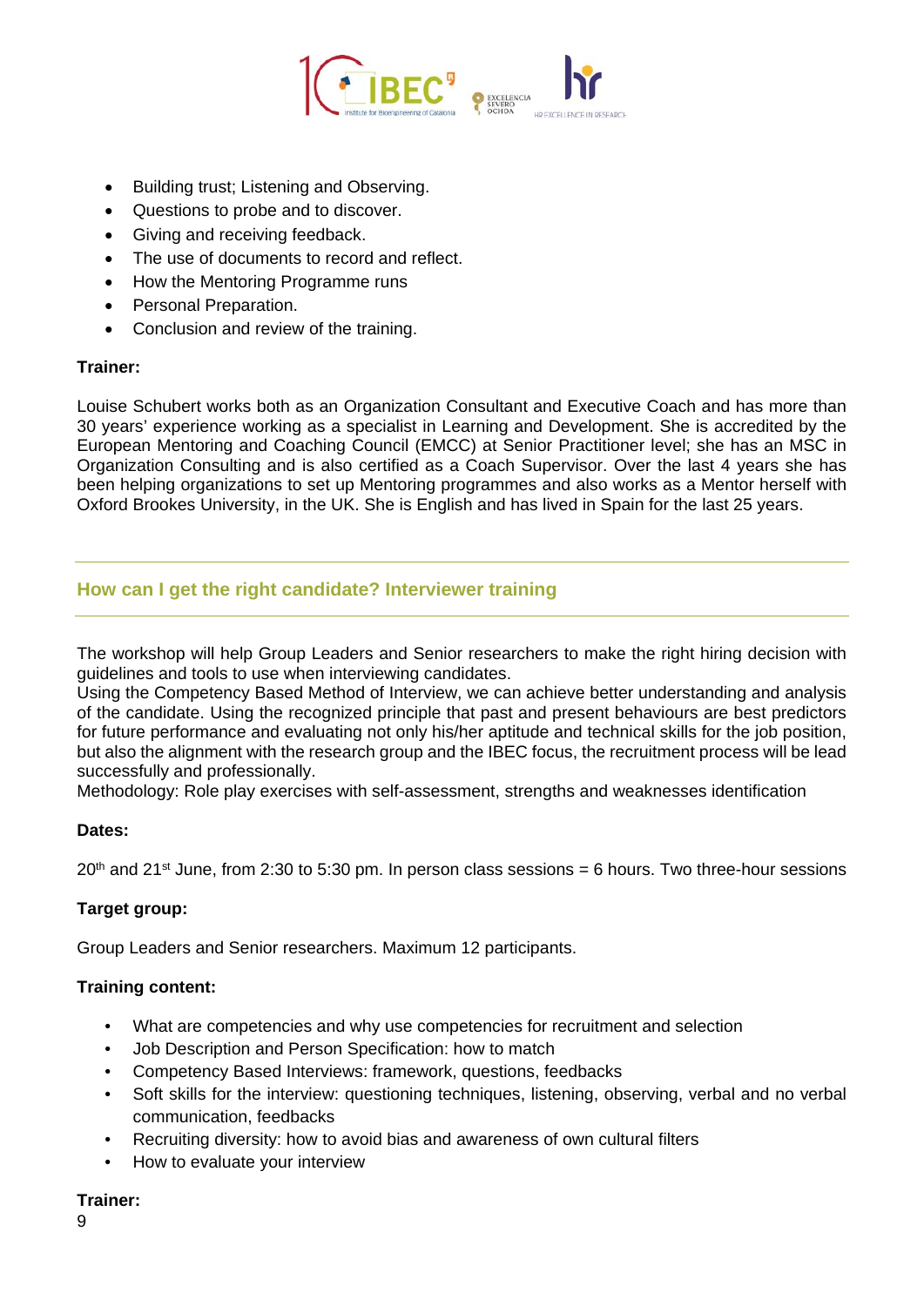- Building trust; Listening and Observing.
- Questions to probe and to discover.
- Giving and receiving feedback.
- The use of documents to record and reflect.
- How the Mentoring Programme runs
- Personal Preparation.
- Conclusion and review of the training.

**Trainer:**

Louise Schubert works both as an Organization Consultant and Executive Coach and has more than 30 years' experience working as a specialist in Learning and Development. She is accredited by the European Mentoring and Coaching Council (EMCC) at Senior Practitioner level; she has an MSC in Organization Consulting and is also certified as a Coach Supervisor. Over the last 4 years she has been helping organizations to set up Mentoring programmes and also works as a Mentor herself with Oxford Brookes University, in the UK. She is English and has lived in Spain for the last 25 years.

## How can I get the right candidate? Interviewer training

The workshop will help Group Leaders and Senior researchers to make the right hiring decision with guidelines and tools to use when interviewing candidates.
Using the Competency Based Method of Interview, we can achieve better understanding and analysis of the candidate. Using the recognized principle that past and present behaviours are best predictors for future performance and evaluating not only his/her aptitude and technical skills for the job position, but also the alignment with the research group and the IBEC focus, the recruitment process will be lead successfully and professionally.
Methodology: Role play exercises with self-assessment, strengths and weaknesses identification

**Dates:**

20th and 21st June, from 2:30 to 5:30 pm. In person class sessions = 6 hours. Two three-hour sessions

**Target group:**

Group Leaders and Senior researchers. Maximum 12 participants.

**Training content:**

- What are competencies and why use competencies for recruitment and selection
- Job Description and Person Specification: how to match
- Competency Based Interviews: framework, questions, feedbacks
- Soft skills for the interview: questioning techniques, listening, observing, verbal and no verbal communication, feedbacks
- Recruiting diversity: how to avoid bias and awareness of own cultural filters
- How to evaluate your interview

**Trainer:**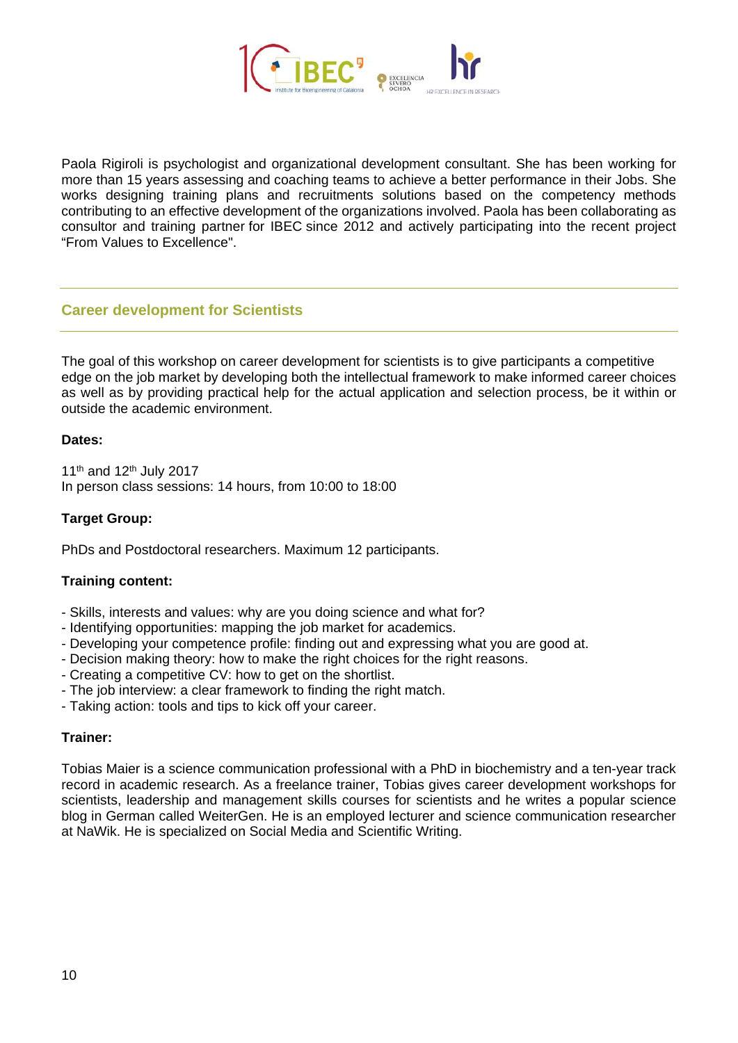Paola Rigiroli is psychologist and organizational development consultant. She has been working for more than 15 years assessing and coaching teams to achieve a better performance in their Jobs. She works designing training plans and recruitments solutions based on the competency methods contributing to an effective development of the organizations involved. Paola has been collaborating as consultor and training partner for IBEC since 2012 and actively participating into the recent project "From Values to Excellence".

## Career development for Scientists

The goal of this workshop on career development for scientists is to give participants a competitive edge on the job market by developing both the intellectual framework to make informed career choices as well as by providing practical help for the actual application and selection process, be it within or outside the academic environment.

**Dates:**

11th and 12th July 2017
In person class sessions: 14 hours, from 10:00 to 18:00

**Target Group:**

PhDs and Postdoctoral researchers. Maximum 12 participants.

**Training content:**

- Skills, interests and values: why are you doing science and what for?
- Identifying opportunities: mapping the job market for academics.
- Developing your competence profile: finding out and expressing what you are good at.
- Decision making theory: how to make the right choices for the right reasons.
- Creating a competitive CV: how to get on the shortlist.
- The job interview: a clear framework to finding the right match.
- Taking action: tools and tips to kick off your career.

**Trainer:**

Tobias Maier is a science communication professional with a PhD in biochemistry and a ten-year track record in academic research. As a freelance trainer, Tobias gives career development workshops for scientists, leadership and management skills courses for scientists and he writes a popular science blog in German called WeiterGen. He is an employed lecturer and science communication researcher at NaWik. He is specialized on Social Media and Scientific Writing.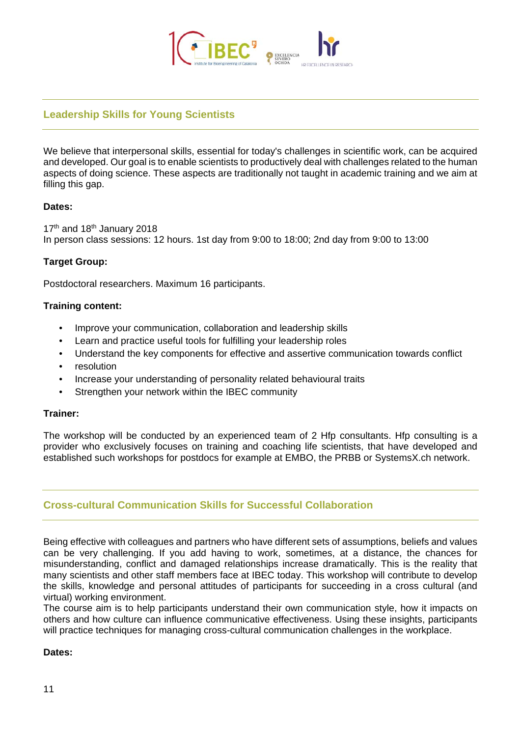## Leadership Skills for Young Scientists

We believe that interpersonal skills, essential for today's challenges in scientific work, can be acquired and developed. Our goal is to enable scientists to productively deal with challenges related to the human aspects of doing science. These aspects are traditionally not taught in academic training and we aim at filling this gap.

**Dates:**

17th and 18th January 2018
In person class sessions: 12 hours. 1st day from 9:00 to 18:00; 2nd day from 9:00 to 13:00

**Target Group:**

Postdoctoral researchers. Maximum 16 participants.

**Training content:**

- Improve your communication, collaboration and leadership skills
- Learn and practice useful tools for fulfilling your leadership roles
- Understand the key components for effective and assertive communication towards conflict
- resolution
- Increase your understanding of personality related behavioural traits
- Strengthen your network within the IBEC community

**Trainer:**

The workshop will be conducted by an experienced team of 2 Hfp consultants. Hfp consulting is a provider who exclusively focuses on training and coaching life scientists, that have developed and established such workshops for postdocs for example at EMBO, the PRBB or SystemsX.ch network.

## Cross-cultural Communication Skills for Successful Collaboration

Being effective with colleagues and partners who have different sets of assumptions, beliefs and values can be very challenging. If you add having to work, sometimes, at a distance, the chances for misunderstanding, conflict and damaged relationships increase dramatically. This is the reality that many scientists and other staff members face at IBEC today. This workshop will contribute to develop the skills, knowledge and personal attitudes of participants for succeeding in a cross cultural (and virtual) working environment.
The course aim is to help participants understand their own communication style, how it impacts on others and how culture can influence communicative effectiveness. Using these insights, participants will practice techniques for managing cross-cultural communication challenges in the workplace.

**Dates:**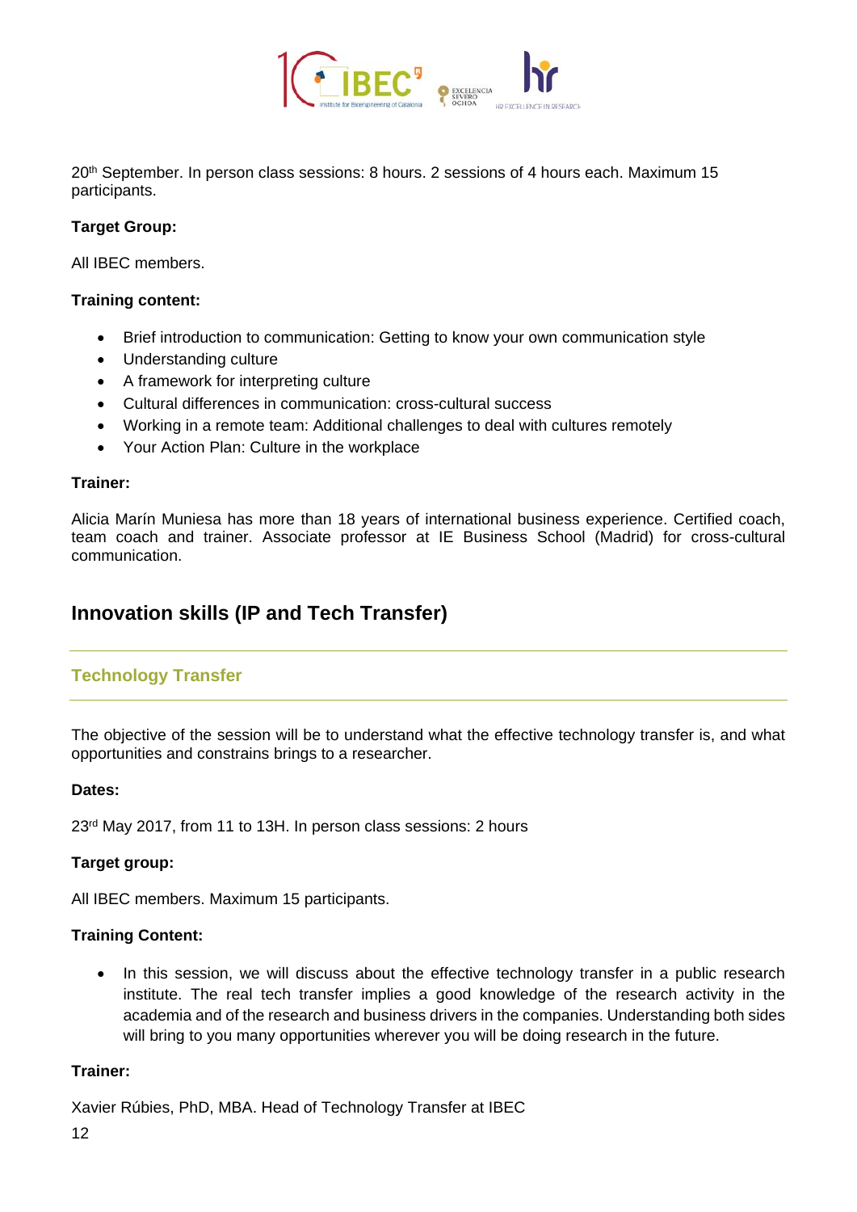20th September. In person class sessions: 8 hours. 2 sessions of 4 hours each. Maximum 15 participants.

**Target Group:**

All IBEC members.

**Training content:**

- Brief introduction to communication: Getting to know your own communication style
- Understanding culture
- A framework for interpreting culture
- Cultural differences in communication: cross-cultural success
- Working in a remote team: Additional challenges to deal with cultures remotely
- Your Action Plan: Culture in the workplace

**Trainer:**

Alicia Marín Muniesa has more than 18 years of international business experience. Certified coach, team coach and trainer. Associate professor at IE Business School (Madrid) for cross-cultural communication.

## Innovation skills (IP and Tech Transfer)

### Technology Transfer

The objective of the session will be to understand what the effective technology transfer is, and what opportunities and constrains brings to a researcher.

**Dates:**

23rd May 2017, from 11 to 13H. In person class sessions: 2 hours

**Target group:**

All IBEC members. Maximum 15 participants.

**Training Content:**

- In this session, we will discuss about the effective technology transfer in a public research institute. The real tech transfer implies a good knowledge of the research activity in the academia and of the research and business drivers in the companies. Understanding both sides will bring to you many opportunities wherever you will be doing research in the future.

**Trainer:**

Xavier Rúbies, PhD, MBA. Head of Technology Transfer at IBEC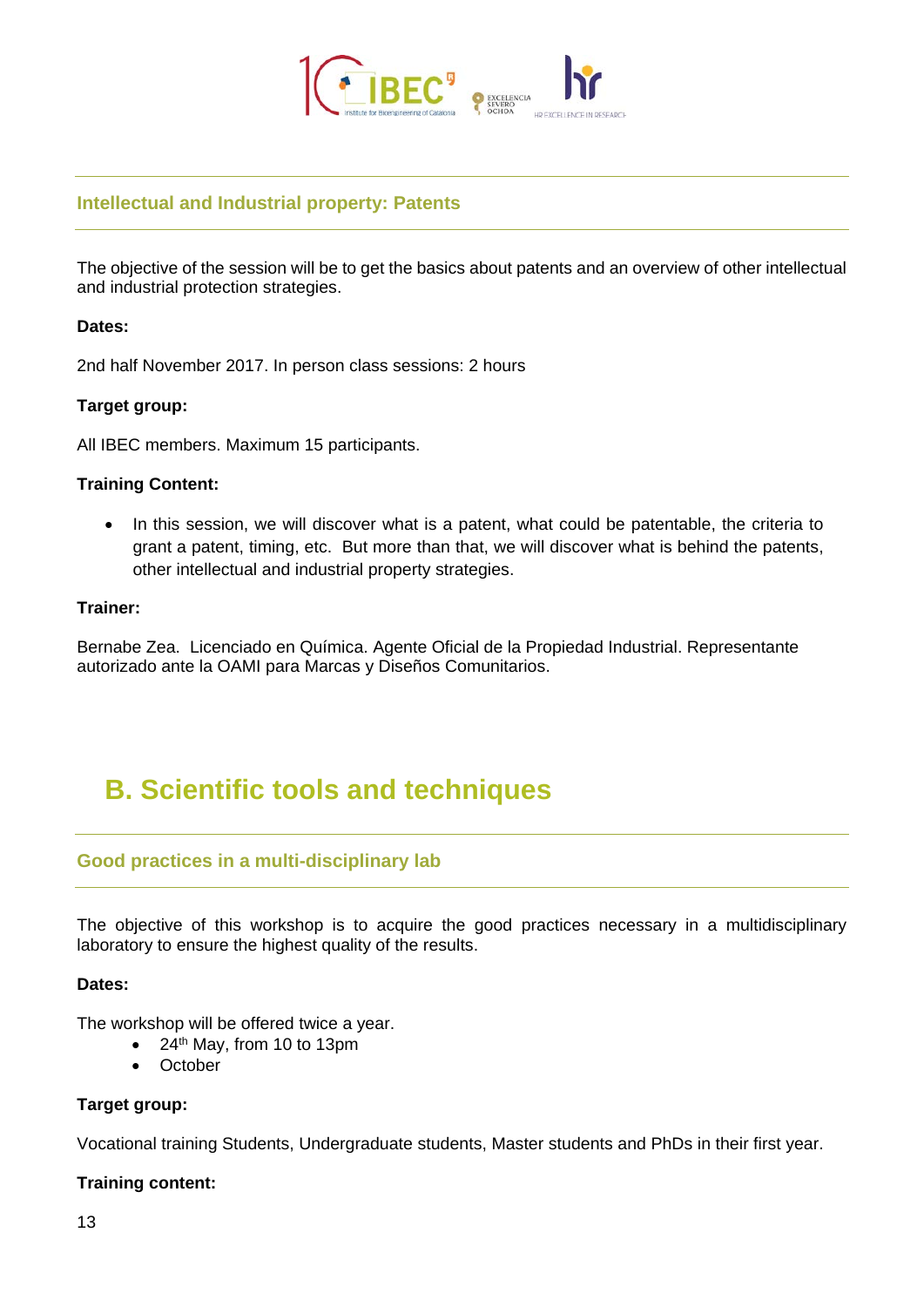### Intellectual and Industrial property: Patents

The objective of the session will be to get the basics about patents and an overview of other intellectual and industrial protection strategies.

**Dates:**

2nd half November 2017. In person class sessions: 2 hours

**Target group:**

All IBEC members. Maximum 15 participants.

**Training Content:**

- In this session, we will discover what is a patent, what could be patentable, the criteria to grant a patent, timing, etc. But more than that, we will discover what is behind the patents, other intellectual and industrial property strategies.

**Trainer:**

Bernabe Zea. Licenciado en Química. Agente Oficial de la Propiedad Industrial. Representante autorizado ante la OAMI para Marcas y Diseños Comunitarios.

## B. Scientific tools and techniques

### Good practices in a multi-disciplinary lab

The objective of this workshop is to acquire the good practices necessary in a multidisciplinary laboratory to ensure the highest quality of the results.

**Dates:**

The workshop will be offered twice a year.

- 24th May, from 10 to 13pm
- October

**Target group:**

Vocational training Students, Undergraduate students, Master students and PhDs in their first year.

**Training content:**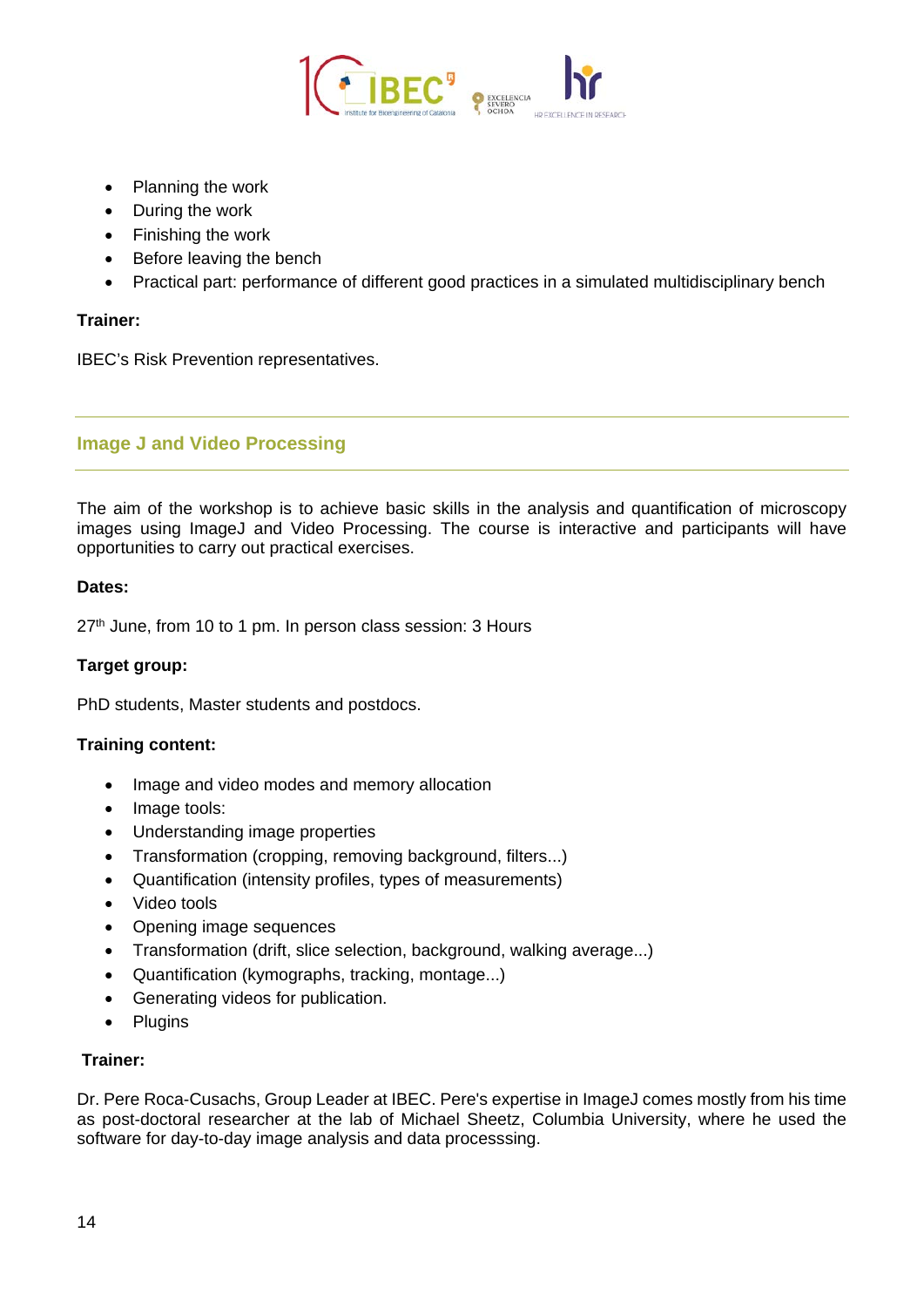- Planning the work
- During the work
- Finishing the work
- Before leaving the bench
- Practical part: performance of different good practices in a simulated multidisciplinary bench

**Trainer:**

IBEC's Risk Prevention representatives.

## Image J and Video Processing

The aim of the workshop is to achieve basic skills in the analysis and quantification of microscopy images using ImageJ and Video Processing. The course is interactive and participants will have opportunities to carry out practical exercises.

**Dates:**

27th June, from 10 to 1 pm. In person class session: 3 Hours

**Target group:**

PhD students, Master students and postdocs.

**Training content:**

- Image and video modes and memory allocation
- Image tools:
- Understanding image properties
- Transformation (cropping, removing background, filters...)
- Quantification (intensity profiles, types of measurements)
- Video tools
- Opening image sequences
- Transformation (drift, slice selection, background, walking average...)
- Quantification (kymographs, tracking, montage...)
- Generating videos for publication.
- Plugins

**Trainer:**

Dr. Pere Roca-Cusachs, Group Leader at IBEC. Pere's expertise in ImageJ comes mostly from his time as post-doctoral researcher at the lab of Michael Sheetz, Columbia University, where he used the software for day-to-day image analysis and data processsing.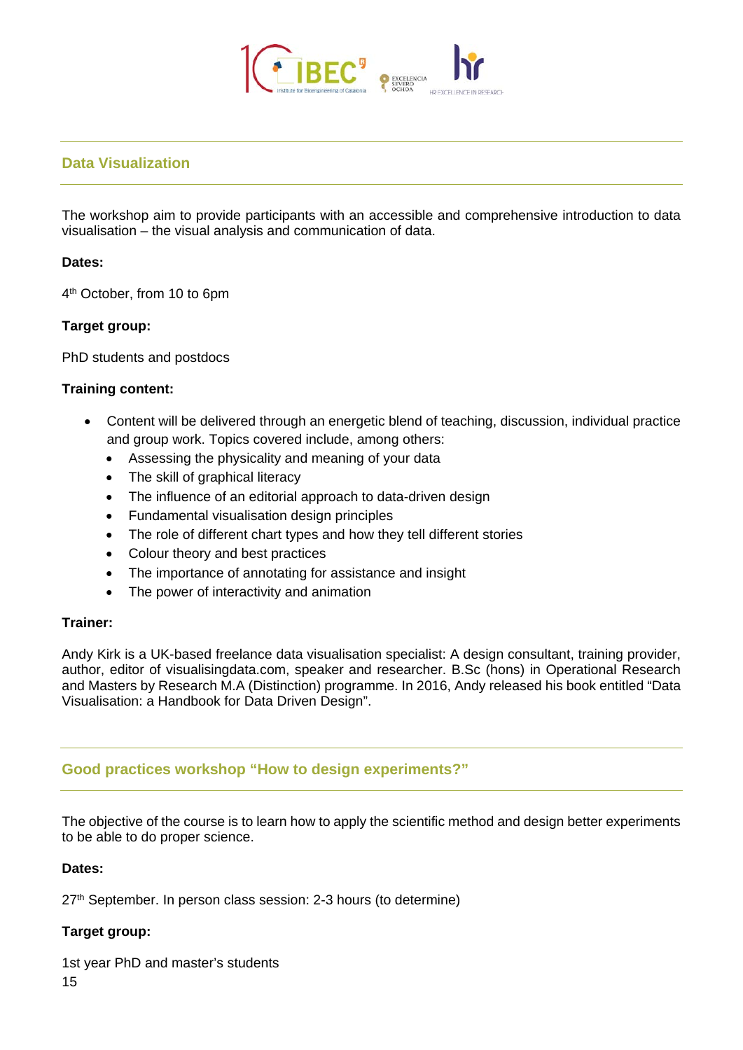## Data Visualization

The workshop aim to provide participants with an accessible and comprehensive introduction to data visualisation – the visual analysis and communication of data.

**Dates:**

4th October, from 10 to 6pm

**Target group:**

PhD students and postdocs

**Training content:**

- Content will be delivered through an energetic blend of teaching, discussion, individual practice and group work. Topics covered include, among others:
  - Assessing the physicality and meaning of your data
  - The skill of graphical literacy
  - The influence of an editorial approach to data-driven design
  - Fundamental visualisation design principles
  - The role of different chart types and how they tell different stories
  - Colour theory and best practices
  - The importance of annotating for assistance and insight
  - The power of interactivity and animation

**Trainer:**

Andy Kirk is a UK-based freelance data visualisation specialist: A design consultant, training provider, author, editor of visualisingdata.com, speaker and researcher. B.Sc (hons) in Operational Research and Masters by Research M.A (Distinction) programme. In 2016, Andy released his book entitled “Data Visualisation: a Handbook for Data Driven Design”.

## Good practices workshop “How to design experiments?”

The objective of the course is to learn how to apply the scientific method and design better experiments to be able to do proper science.

**Dates:**

27th September. In person class session: 2-3 hours (to determine)

**Target group:**

1st year PhD and master’s students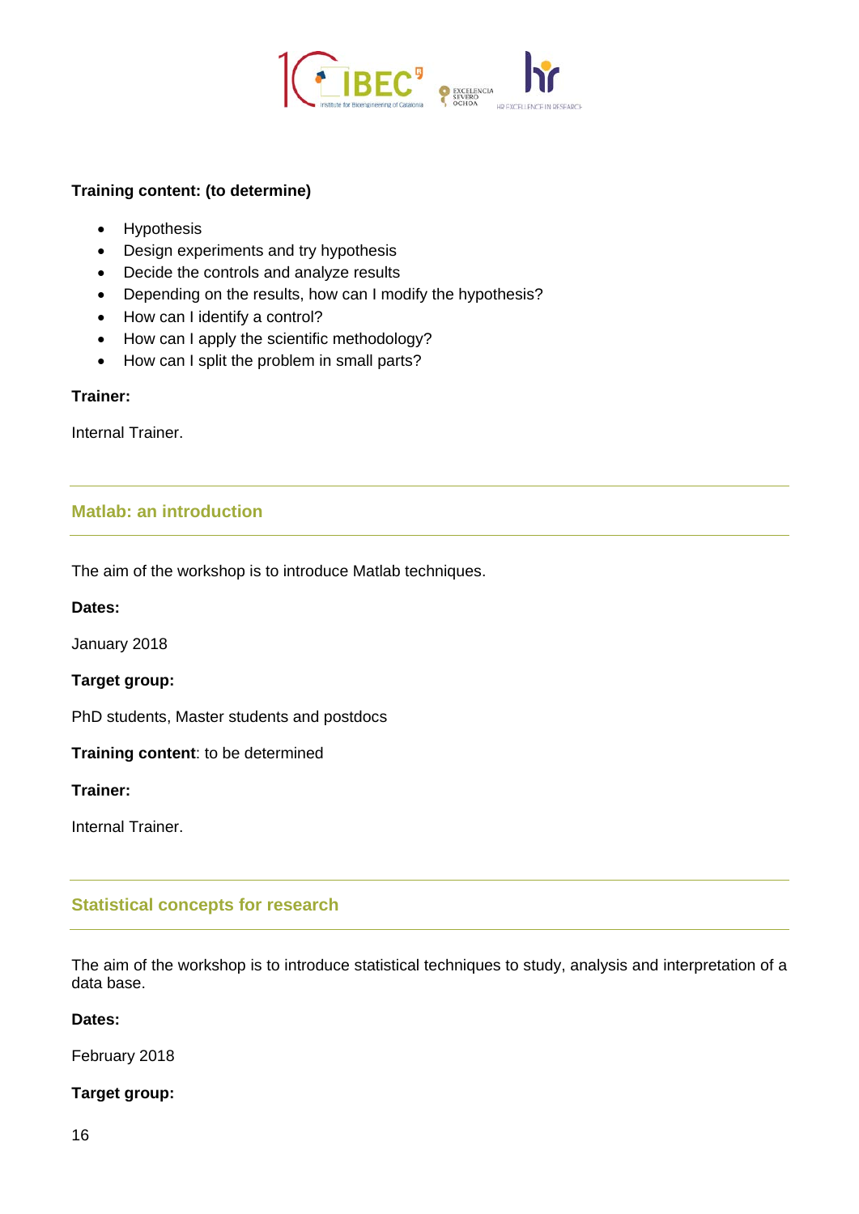**Training content: (to determine)**

- Hypothesis
- Design experiments and try hypothesis
- Decide the controls and analyze results
- Depending on the results, how can I modify the hypothesis?
- How can I identify a control?
- How can I apply the scientific methodology?
- How can I split the problem in small parts?

**Trainer:**

Internal Trainer.

## Matlab: an introduction

The aim of the workshop is to introduce Matlab techniques.

**Dates:**

January 2018

**Target group:**

PhD students, Master students and postdocs

**Training content**: to be determined

**Trainer:**

Internal Trainer.

## Statistical concepts for research

The aim of the workshop is to introduce statistical techniques to study, analysis and interpretation of a data base.

**Dates:**

February 2018

**Target group:**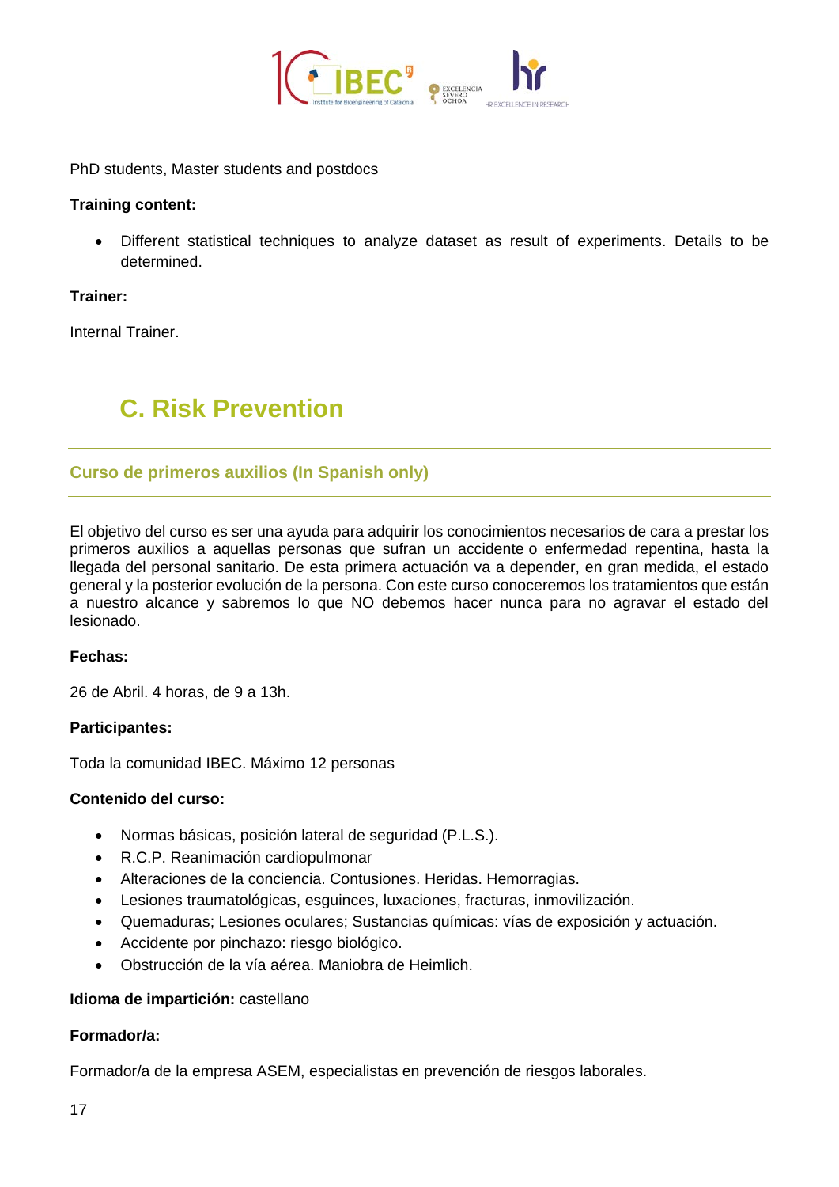PhD students, Master students and postdocs

**Training content:**

- Different statistical techniques to analyze dataset as result of experiments. Details to be determined.

**Trainer:**

Internal Trainer.

# C. Risk Prevention

## Curso de primeros auxilios (In Spanish only)

El objetivo del curso es ser una ayuda para adquirir los conocimientos necesarios de cara a prestar los primeros auxilios a aquellas personas que sufran un accidente o enfermedad repentina, hasta la llegada del personal sanitario. De esta primera actuación va a depender, en gran medida, el estado general y la posterior evolución de la persona. Con este curso conoceremos los tratamientos que están a nuestro alcance y sabremos lo que NO debemos hacer nunca para no agravar el estado del lesionado.

**Fechas:**

26 de Abril. 4 horas, de 9 a 13h.

**Participantes:**

Toda la comunidad IBEC. Máximo 12 personas

**Contenido del curso:**

- Normas básicas, posición lateral de seguridad (P.L.S.).
- R.C.P. Reanimación cardiopulmonar
- Alteraciones de la conciencia. Contusiones. Heridas. Hemorragias.
- Lesiones traumatológicas, esguinces, luxaciones, fracturas, inmovilización.
- Quemaduras; Lesiones oculares; Sustancias químicas: vías de exposición y actuación.
- Accidente por pinchazo: riesgo biológico.
- Obstrucción de la vía aérea. Maniobra de Heimlich.

**Idioma de impartición:** castellano

**Formador/a:**

Formador/a de la empresa ASEM, especialistas en prevención de riesgos laborales.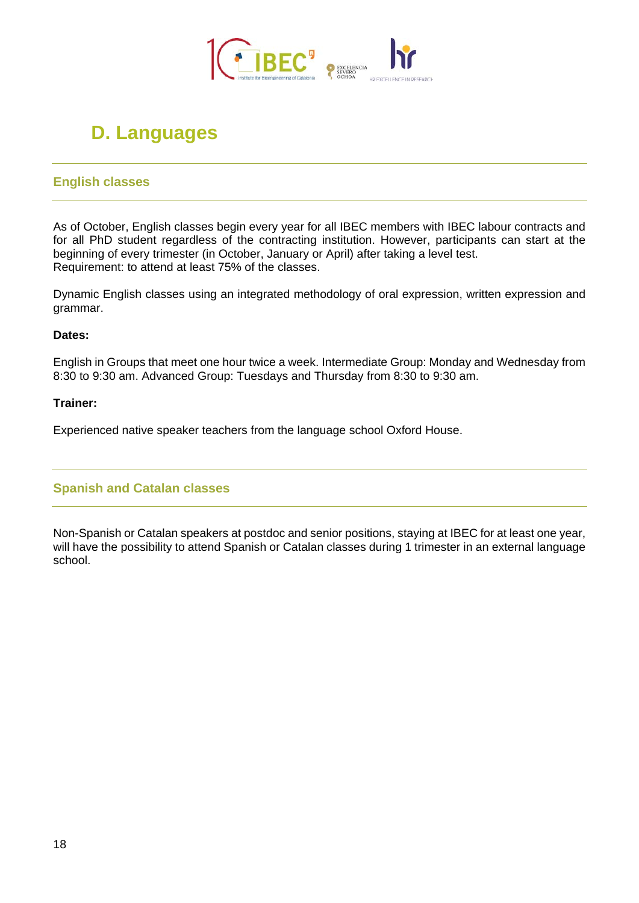# D. Languages

## English classes

As of October, English classes begin every year for all IBEC members with IBEC labour contracts and for all PhD student regardless of the contracting institution. However, participants can start at the beginning of every trimester (in October, January or April) after taking a level test.
Requirement: to attend at least 75% of the classes.

Dynamic English classes using an integrated methodology of oral expression, written expression and grammar.

**Dates:**

English in Groups that meet one hour twice a week. Intermediate Group: Monday and Wednesday from 8:30 to 9:30 am. Advanced Group: Tuesdays and Thursday from 8:30 to 9:30 am.

**Trainer:**

Experienced native speaker teachers from the language school Oxford House.

## Spanish and Catalan classes

Non-Spanish or Catalan speakers at postdoc and senior positions, staying at IBEC for at least one year, will have the possibility to attend Spanish or Catalan classes during 1 trimester in an external language school.